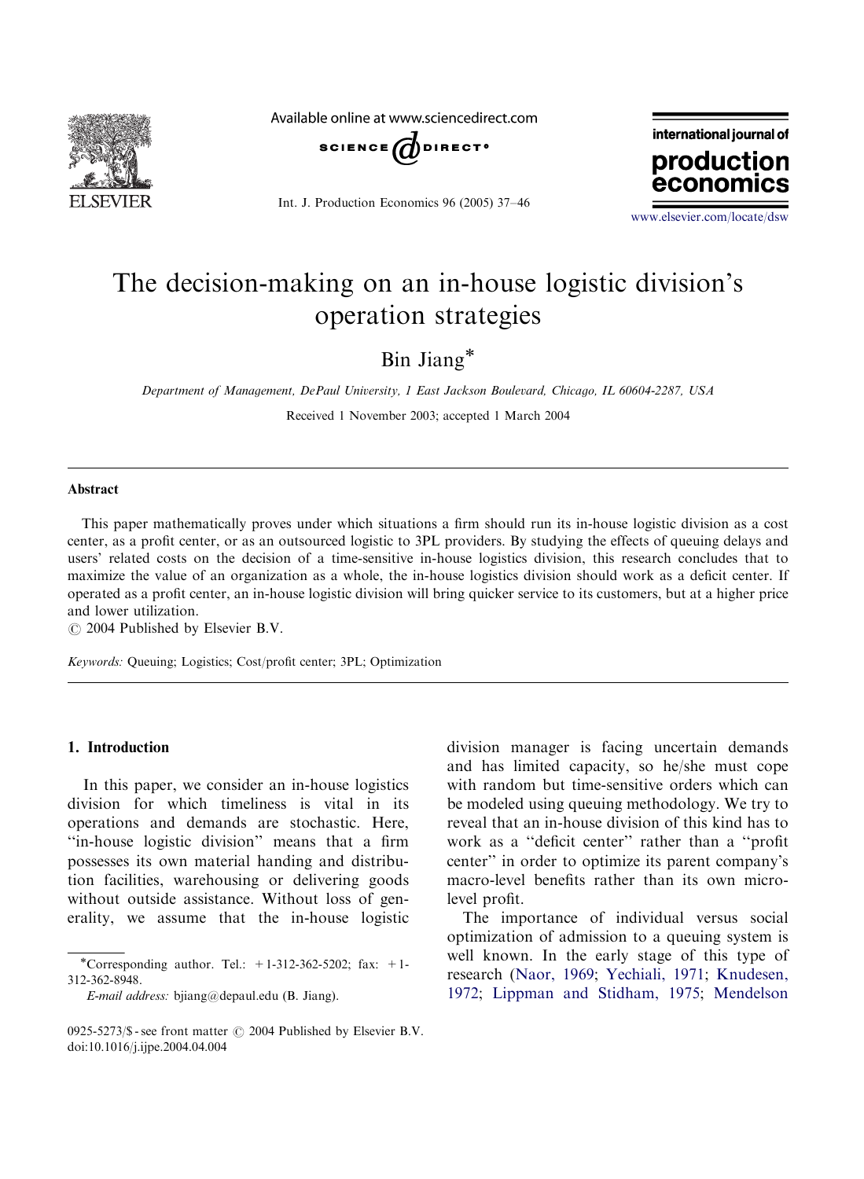# The decision-making on an in-house logistic division's operation strategies

Bin Jiang*

*Department of Management, DePaul University, 1 East Jackson Boulevard, Chicago, IL 60604-2287, USA*

Received 1 November 2003; accepted 1 March 2004

## Abstract

This paper mathematically proves under which situations a firm should run its in-house logistic division as a cost center, as a profit center, or as an outsourced logistic to 3PL providers. By studying the effects of queuing delays and users' related costs on the decision of a time-sensitive in-house logistics division, this research concludes that to maximize the value of an organization as a whole, the in-house logistics division should work as a deficit center. If operated as a profit center, an in-house logistic division will bring quicker service to its customers, but at a higher price and lower utilization.

© 2004 Published by Elsevier B.V.

*Keywords:* Queuing; Logistics; Cost/profit center; 3PL; Optimization

## 1. Introduction

In this paper, we consider an in-house logistics division for which timeliness is vital in its operations and demands are stochastic. Here, "in-house logistic division" means that a firm possesses its own material handing and distribution facilities, warehousing or delivering goods without outside assistance. Without loss of generality, we assume that the in-house logistic division manager is facing uncertain demands and has limited capacity, so he/she must cope with random but time-sensitive orders which can be modeled using queuing methodology. We try to reveal that an in-house division of this kind has to work as a "deficit center" rather than a "profit center" in order to optimize its parent company's macro-level benefits rather than its own micro-level profit.

The importance of individual versus social optimization of admission to a queuing system is well known. In the early stage of this type of research (Naor, 1969; Yechiali, 1971; Knudesen, 1972; Lippman and Stidham, 1975; Mendelson

*Corresponding author. Tel.: +1-312-362-5202; fax: +1-312-362-8948.

*E-mail address:* bjiang@depaul.edu (B. Jiang).

0925-5273/$ - see front matter © 2004 Published by Elsevier B.V.
doi:10.1016/j.ijpe.2004.04.004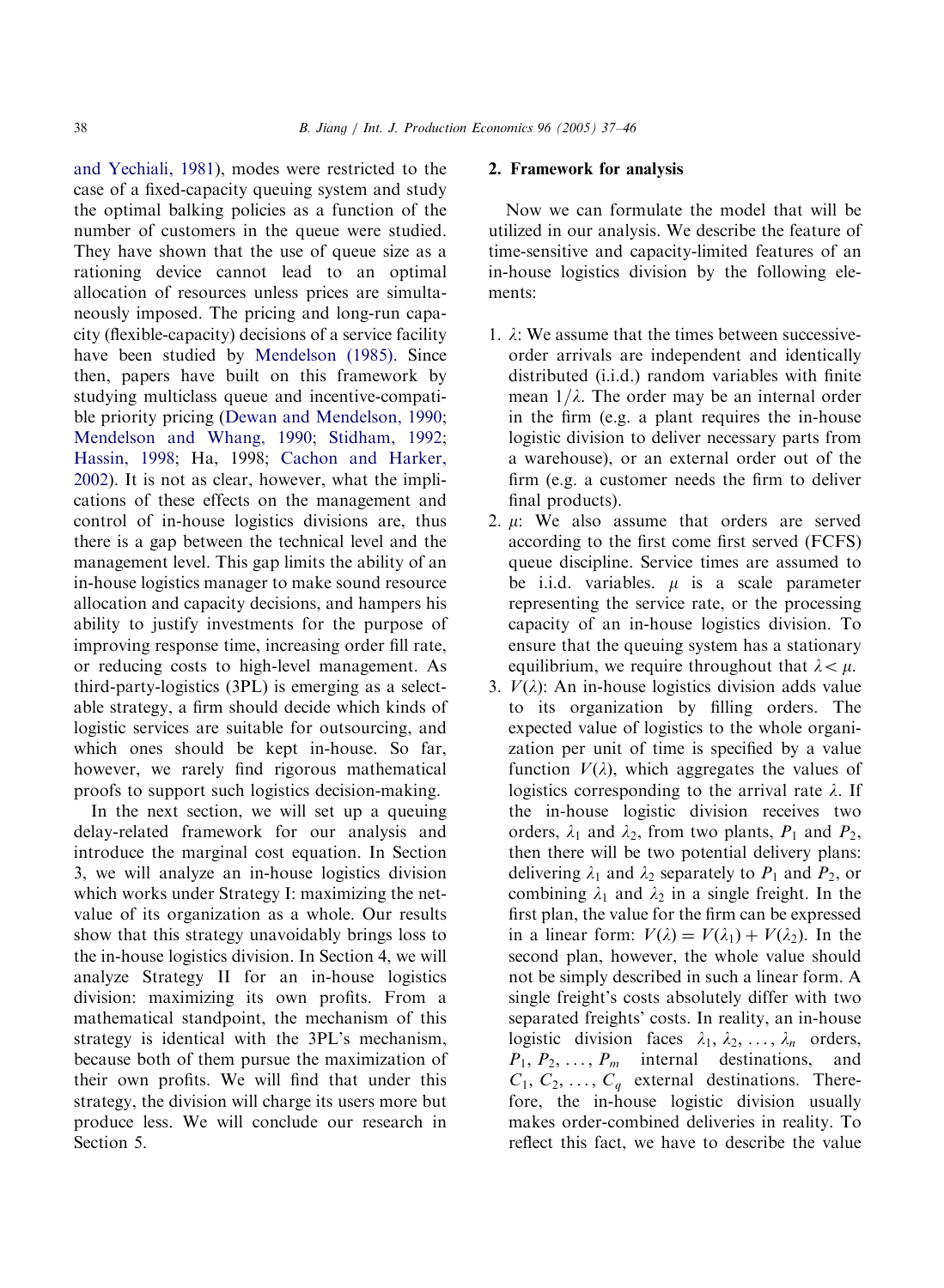and Yechiali, 1981), modes were restricted to the case of a fixed-capacity queuing system and study the optimal balking policies as a function of the number of customers in the queue were studied. They have shown that the use of queue size as a rationing device cannot lead to an optimal allocation of resources unless prices are simultaneously imposed. The pricing and long-run capacity (flexible-capacity) decisions of a service facility have been studied by Mendelson (1985). Since then, papers have built on this framework by studying multiclass queue and incentive-compatible priority pricing (Dewan and Mendelson, 1990; Mendelson and Whang, 1990; Stidham, 1992; Hassin, 1998; Ha, 1998; Cachon and Harker, 2002). It is not as clear, however, what the implications of these effects on the management and control of in-house logistics divisions are, thus there is a gap between the technical level and the management level. This gap limits the ability of an in-house logistics manager to make sound resource allocation and capacity decisions, and hampers his ability to justify investments for the purpose of improving response time, increasing order fill rate, or reducing costs to high-level management. As third-party-logistics (3PL) is emerging as a selectable strategy, a firm should decide which kinds of logistic services are suitable for outsourcing, and which ones should be kept in-house. So far, however, we rarely find rigorous mathematical proofs to support such logistics decision-making.

In the next section, we will set up a queuing delay-related framework for our analysis and introduce the marginal cost equation. In Section 3, we will analyze an in-house logistics division which works under Strategy I: maximizing the net-value of its organization as a whole. Our results show that this strategy unavoidably brings loss to the in-house logistics division. In Section 4, we will analyze Strategy II for an in-house logistics division: maximizing its own profits. From a mathematical standpoint, the mechanism of this strategy is identical with the 3PL's mechanism, because both of them pursue the maximization of their own profits. We will find that under this strategy, the division will charge its users more but produce less. We will conclude our research in Section 5.

## 2. Framework for analysis

Now we can formulate the model that will be utilized in our analysis. We describe the feature of time-sensitive and capacity-limited features of an in-house logistics division by the following elements:

1. $\lambda$: We assume that the times between successive-order arrivals are independent and identically distributed (i.i.d.) random variables with finite mean $1/\lambda$. The order may be an internal order in the firm (e.g. a plant requires the in-house logistic division to deliver necessary parts from a warehouse), or an external order out of the firm (e.g. a customer needs the firm to deliver final products).
2. $\mu$: We also assume that orders are served according to the first come first served (FCFS) queue discipline. Service times are assumed to be i.i.d. variables. $\mu$ is a scale parameter representing the service rate, or the processing capacity of an in-house logistics division. To ensure that the queuing system has a stationary equilibrium, we require throughout that $\lambda < \mu$.
3. $V(\lambda)$: An in-house logistics division adds value to its organization by filling orders. The expected value of logistics to the whole organization per unit of time is specified by a value function $V(\lambda)$, which aggregates the values of logistics corresponding to the arrival rate $\lambda$. If the in-house logistic division receives two orders, $\lambda_1$ and $\lambda_2$, from two plants, $P_1$ and $P_2$, then there will be two potential delivery plans: delivering $\lambda_1$ and $\lambda_2$ separately to $P_1$ and $P_2$, or combining $\lambda_1$ and $\lambda_2$ in a single freight. In the first plan, the value for the firm can be expressed in a linear form: $V(\lambda) = V(\lambda_1) + V(\lambda_2)$. In the second plan, however, the whole value should not be simply described in such a linear form. A single freight's costs absolutely differ with two separated freights' costs. In reality, an in-house logistic division faces $\lambda_1, \lambda_2, \ldots, \lambda_n$ orders, $P_1, P_2, \ldots, P_m$ internal destinations, and $C_1, C_2, \ldots, C_q$ external destinations. Therefore, the in-house logistic division usually makes order-combined deliveries in reality. To reflect this fact, we have to describe the value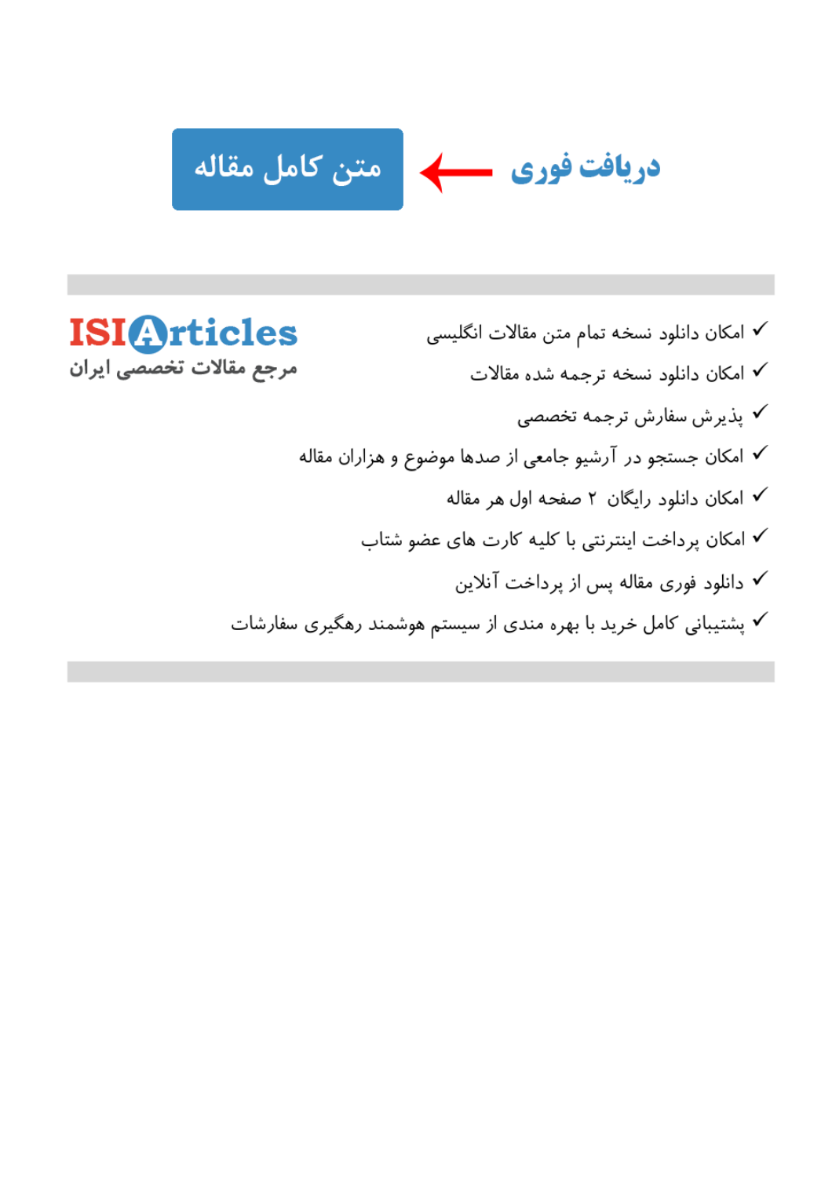دریافت فوری ← **متن کامل مقاله**

**ISIArticles**
مرجع مقالات تخصصی ایران

- ✓ امکان دانلود نسخه تمام متن مقالات انگلیسی
- ✓ امکان دانلود نسخه ترجمه شده مقالات
- ✓ پذیرش سفارش ترجمه تخصصی
- ✓ امکان جستجو در آرشیو جامعی از صدها موضوع و هزاران مقاله
- ✓ امکان دانلود رایگان ۲ صفحه اول هر مقاله
- ✓ امکان پرداخت اینترنتی با کلیه کارت های عضو شتاب
- ✓ دانلود فوری مقاله پس از پرداخت آنلاین
- ✓ پشتیبانی کامل خرید با بهره مندی از سیستم هوشمند رهگیری سفارشات